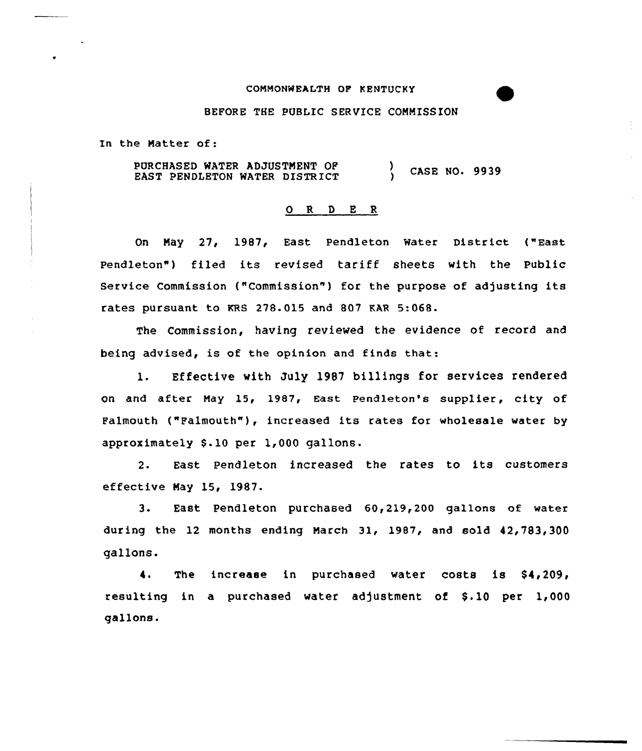COMMONWEALTH OF KENTUCKY

BEFORE THE PUBLIC SERVICE COMMISSION

In the Matter of:

PURCHASED WATER ADJUSTMENT OF EAST PENDLETON WATER DISTRICT ) CASE NO. 9939

## O R D E R

On May 27, 1987, East Pendleton Water District ("East Pendleton") filed its revised tariff sheets with the Public Service Commission ("Commission") for the purpose of adjusting its rates pursuant to KRS 278.015 and 807 KAR 5:068.

The Commission, having reviewed the evidence of record and being advised, is of the opinion and finds that:

1. Effective with July 1987 billings for services rendered on and after May 15, 1987, East Pendleton's supplier, city of Falmouth ("Falmouth"), increased its rates for wholesale water by approximately $.10 per 1,000 gallons.

2. East Pendleton increased the rates to its customers effective May 15, 1987.

3. East Pendleton purchased 60,219,200 gallons of water during the 12 months ending March 31, 1987, and sold 42,783,300 gallons.

4. The increase in purchased water costs is $4,209, resulting in a purchased water adjustment of $.10 per 1,000 gallons.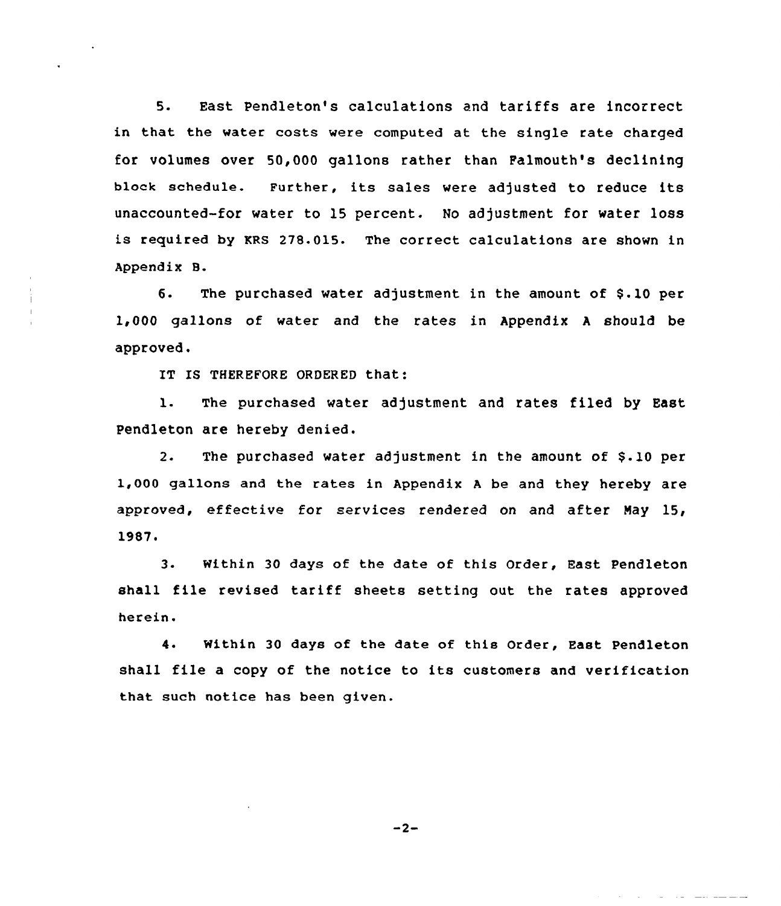5. East Pendleton's calculations and tariffs are incorrect in that the water costs were computed at the single rate charged for volumes over 50,000 gallons rather than Falmouth's declining block schedule. Further, its sales were adjusted to reduce its unaccounted-for water to 15 percent. No adjustment for water loss is required by KRS 278.015. The correct calculations are shown in Appendix B.

6. The purchased water adjustment in the amount of $.10 per 1,000 gallons of water and the rates in Appendix A should be approved.

IT IS THEREFORE ORDERED that:

1. The purchased water adjustment and rates filed by East Pendleton are hereby denied.

2. The purchased water adjustment in the amount of $.10 per 1,000 gallons and the rates in Appendix A be and they hereby are approved, effective for services rendered on and after May 15, 1987.

3. Within 30 days of the date of this Order, East Pendleton shall file revised tariff sheets setting out the rates approved herein.

4. Within 30 days of the date of this Order, East Pendleton shall file a copy of the notice to its customers and verification that such notice has been given.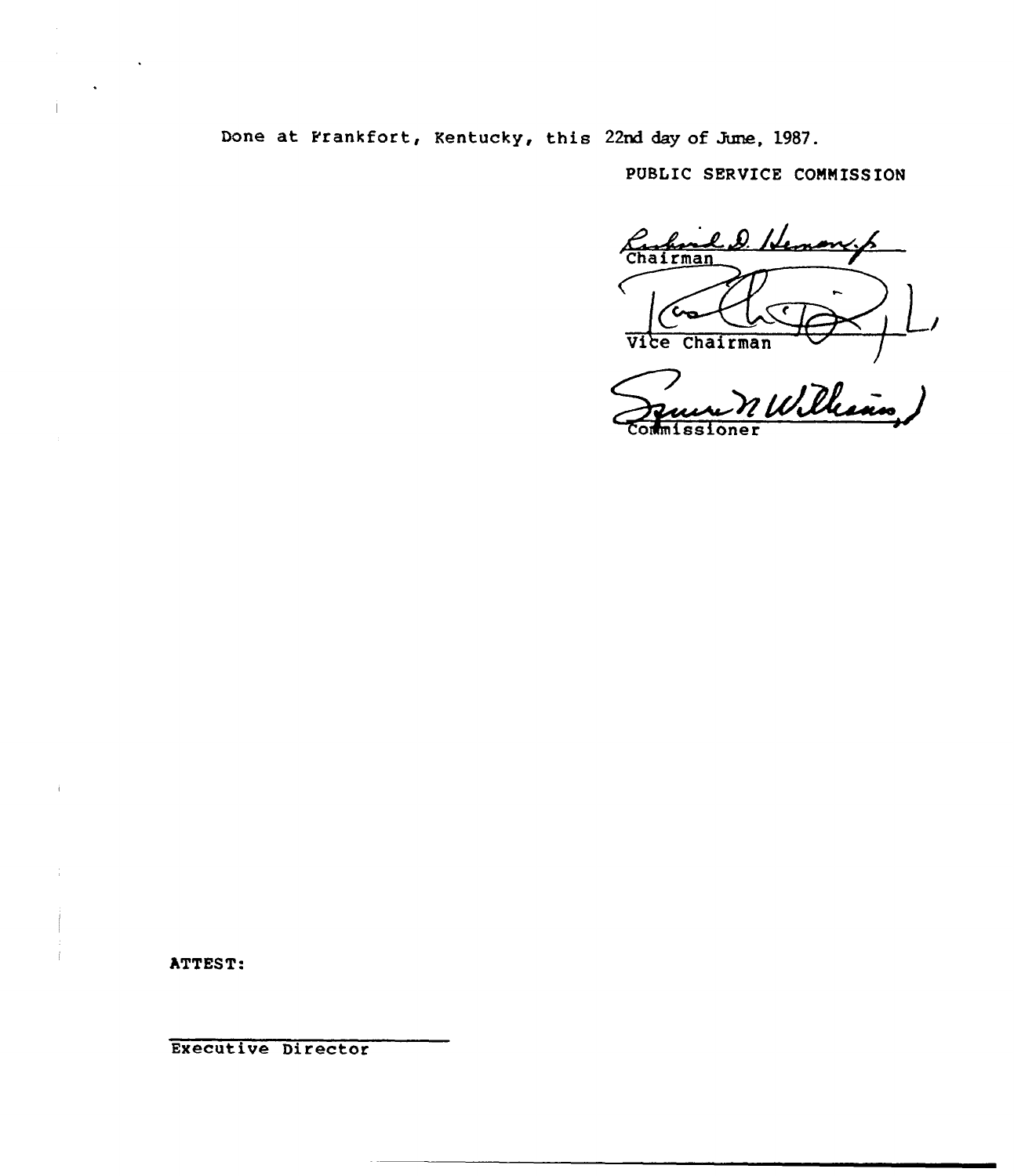Done at Frankfort, Kentucky, this 22nd day of June, 1987.

PUBLIC SERVICE COMMISSION

Chairman

Vice Chairman

Commissioner

ATTEST:

Executive Director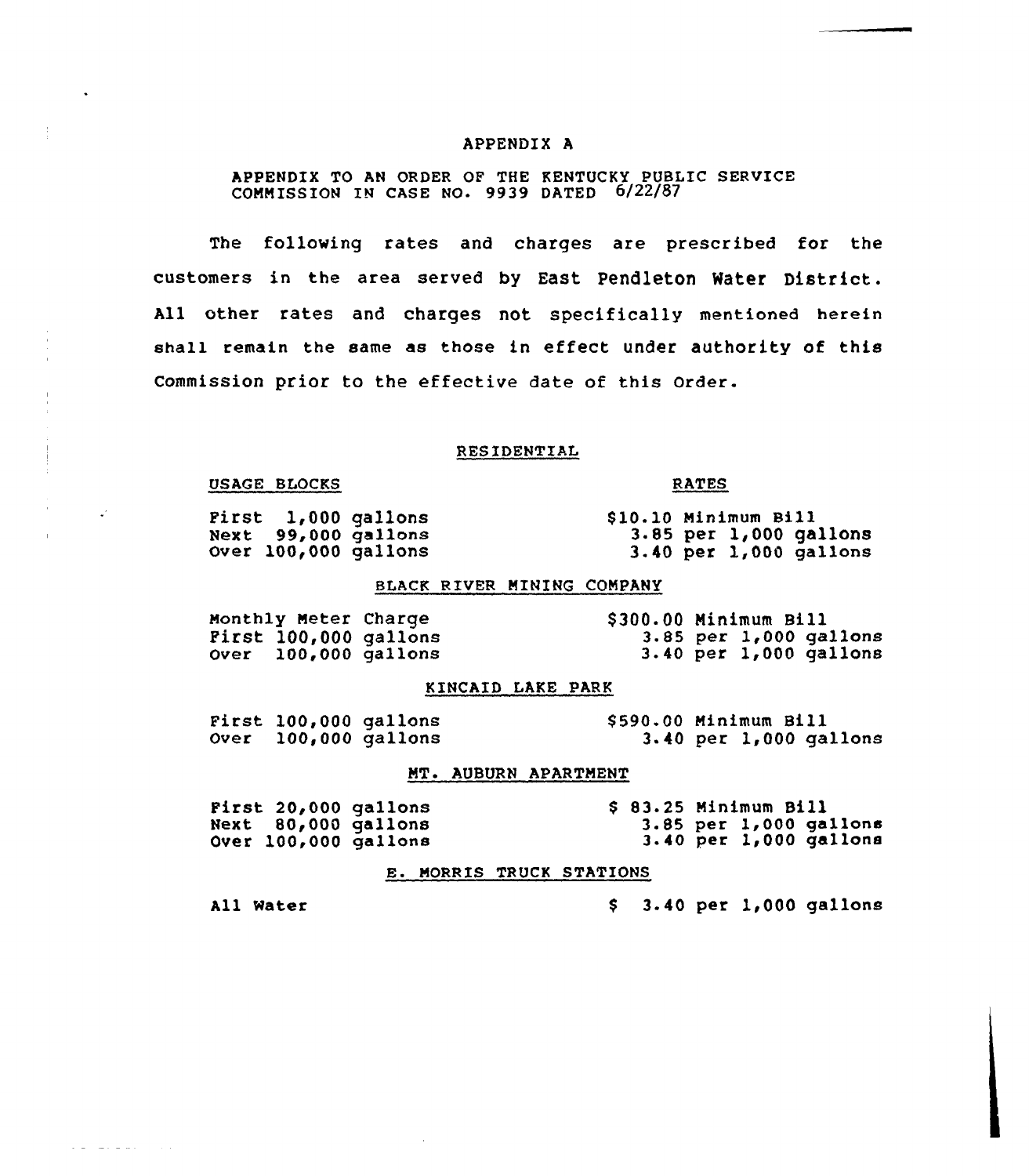# APPENDIX A

APPENDIX TO AN ORDER OF THE KENTUCKY PUBLIC SERVICE COMMISSION IN CASE NO. 9939 DATED 6/22/87

The following rates and charges are prescribed for the customers in the area served by East Pendleton Water District. All other rates and charges not specifically mentioned herein shall remain the same as those in effect under authority of this Commission prior to the effective date of this Order.

## RESIDENTIAL

| USAGE BLOCKS | RATES |
|---|---|
| First 1,000 gallons | $10.10 Minimum Bill |
| Next 99,000 gallons | 3.85 per 1,000 gallons |
| Over 100,000 gallons | 3.40 per 1,000 gallons |

## BLACK RIVER MINING COMPANY

| | |
|---|---|
| Monthly Meter Charge | $300.00 Minimum Bill |
| First 100,000 gallons | 3.85 per 1,000 gallons |
| Over 100,000 gallons | 3.40 per 1,000 gallons |

## KINCAID LAKE PARK

| | |
|---|---|
| First 100,000 gallons | $590.00 Minimum Bill |
| Over 100,000 gallons | 3.40 per 1,000 gallons |

## MT. AUBURN APARTMENT

| | |
|---|---|
| First 20,000 gallons | $ 83.25 Minimum Bill |
| Next 80,000 gallons | 3.85 per 1,000 gallons |
| Over 100,000 gallons | 3.40 per 1,000 gallons |

## E. MORRIS TRUCK STATIONS

| | |
|---|---|
| All Water | $ 3.40 per 1,000 gallons |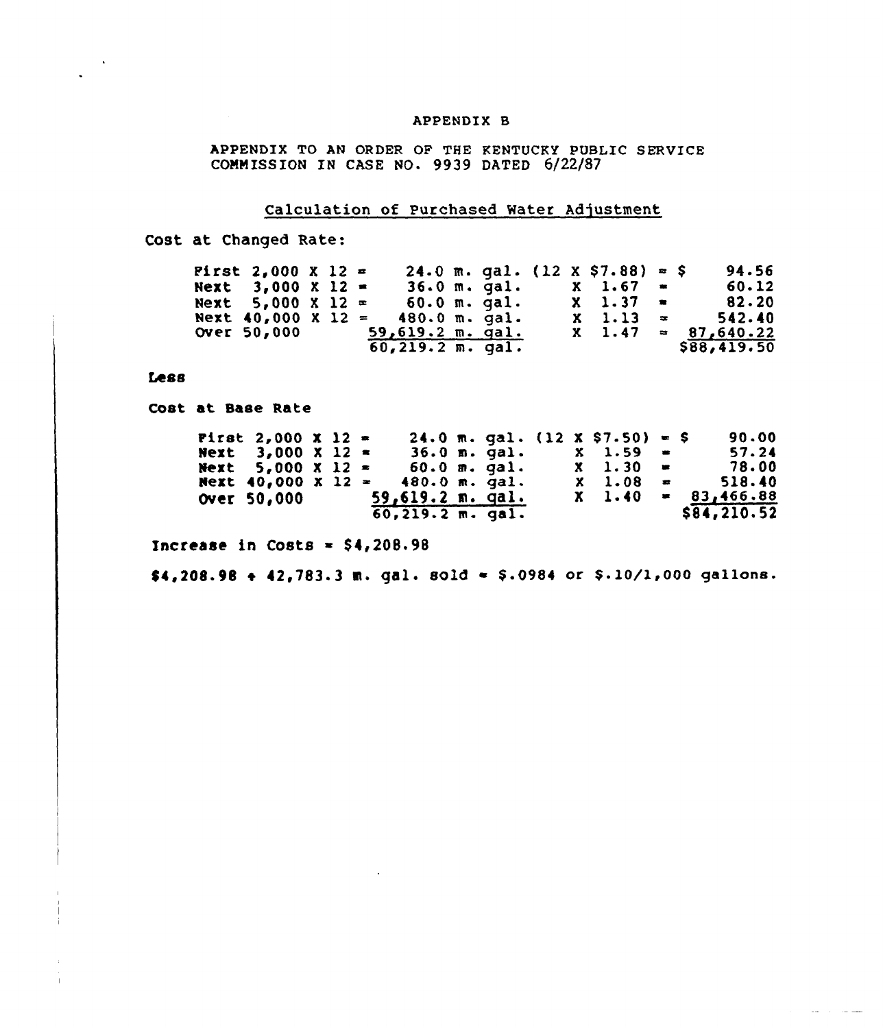APPENDIX B

APPENDIX TO AN ORDER OF THE KENTUCKY PUBLIC SERVICE COMMISSION IN CASE NO. 9939 DATED 6/22/87

## Calculation of Purchased Water Adjustment

Cost at Changed Rate:

| | | | | |
|---|---|---|---|---|
| First 2,000 X 12 = | 24.0 m. gal. | (12 X $7.88) | = | $ 94.56 |
| Next 3,000 X 12 = | 36.0 m. gal. | X 1.67 | = | 60.12 |
| Next 5,000 X 12 = | 60.0 m. gal. | X 1.37 | = | 82.20 |
| Next 40,000 X 12 = | 480.0 m. gal. | X 1.13 | = | 542.40 |
| Over 50,000 | 59,619.2 m. gal. | X 1.47 | = | 87,640.22 |
| | 60,219.2 m. gal. | | | $88,419.50 |

Less

Cost at Base Rate

| | | | | |
|---|---|---|---|---|
| First 2,000 X 12 = | 24.0 m. gal. | (12 X $7.50) | = | $ 90.00 |
| Next 3,000 X 12 = | 36.0 m. gal. | X 1.59 | = | 57.24 |
| Next 5,000 X 12 = | 60.0 m. gal. | X 1.30 | = | 78.00 |
| Next 40,000 X 12 = | 480.0 m. gal. | X 1.08 | = | 518.40 |
| Over 50,000 | 59,619.2 m. gal. | X 1.40 | = | 83,466.88 |
| | 60,219.2 m. gal. | | | $84,210.52 |

Increase in Costs = $4,208.98

$4,208.98 ÷ 42,783.3 m. gal. sold = $.0984 or $.10/1,000 gallons.